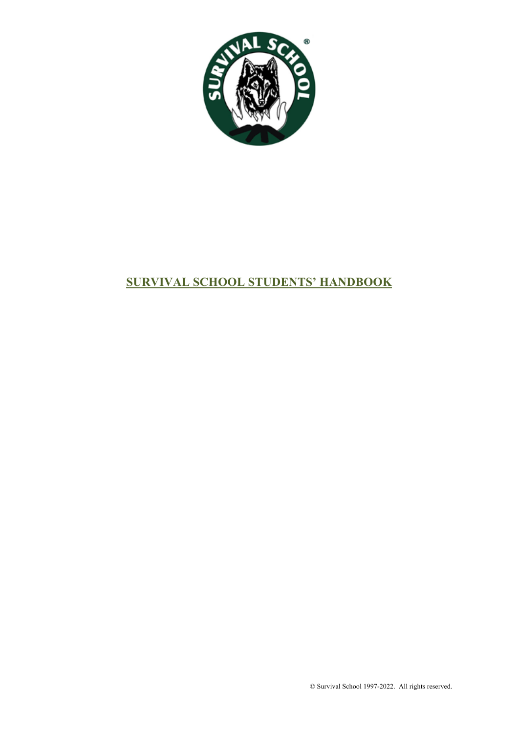# SURVIVAL SCHOOL STUDENTS' HANDBOOK

© Survival School 1997-2022. All rights reserved.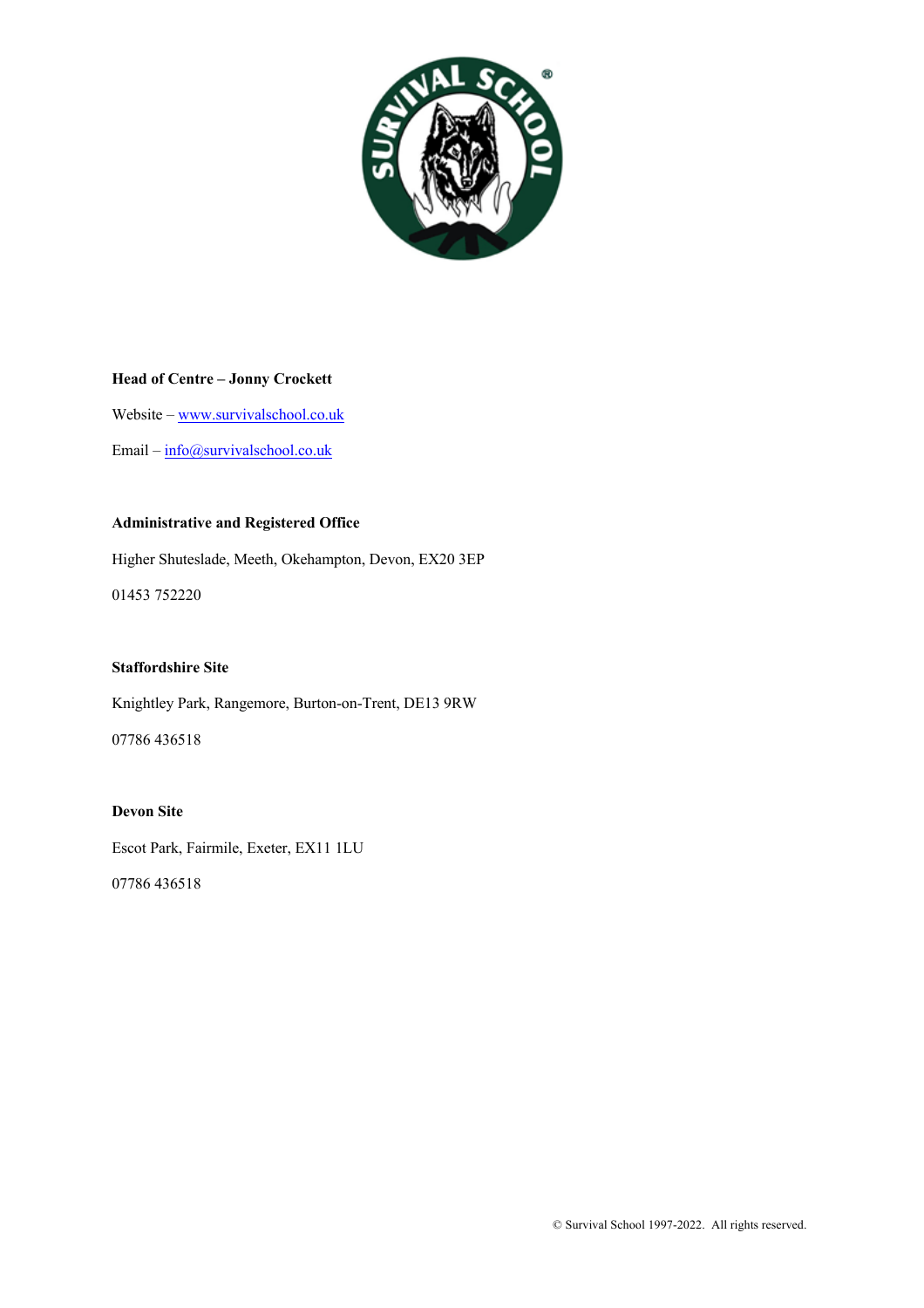**Head of Centre – Jonny Crockett**

Website – www.survivalschool.co.uk

Email – info@survivalschool.co.uk

**Administrative and Registered Office**

Higher Shuteslade, Meeth, Okehampton, Devon, EX20 3EP

01453 752220

**Staffordshire Site**

Knightley Park, Rangemore, Burton-on-Trent, DE13 9RW

07786 436518

**Devon Site**

Escot Park, Fairmile, Exeter, EX11 1LU

07786 436518

© Survival School 1997-2022. All rights reserved.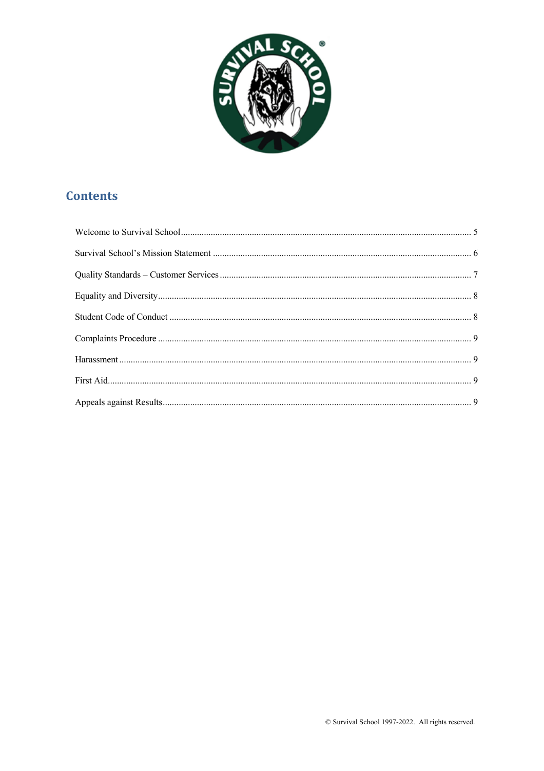## Contents

Welcome to Survival School ........ 5

Survival School's Mission Statement ........ 6

Quality Standards – Customer Services ........ 7

Equality and Diversity ........ 8

Student Code of Conduct ........ 8

Complaints Procedure ........ 9

Harassment ........ 9

First Aid ........ 9

Appeals against Results ........ 9

© Survival School 1997-2022. All rights reserved.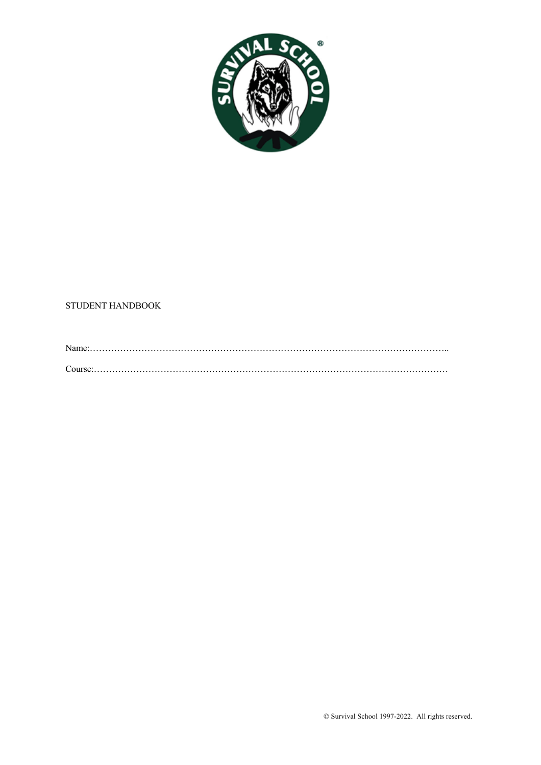STUDENT HANDBOOK

Name:………………………………………………………………………………………………………..

Course:………………………………………………………………………………………………………

© Survival School 1997-2022. All rights reserved.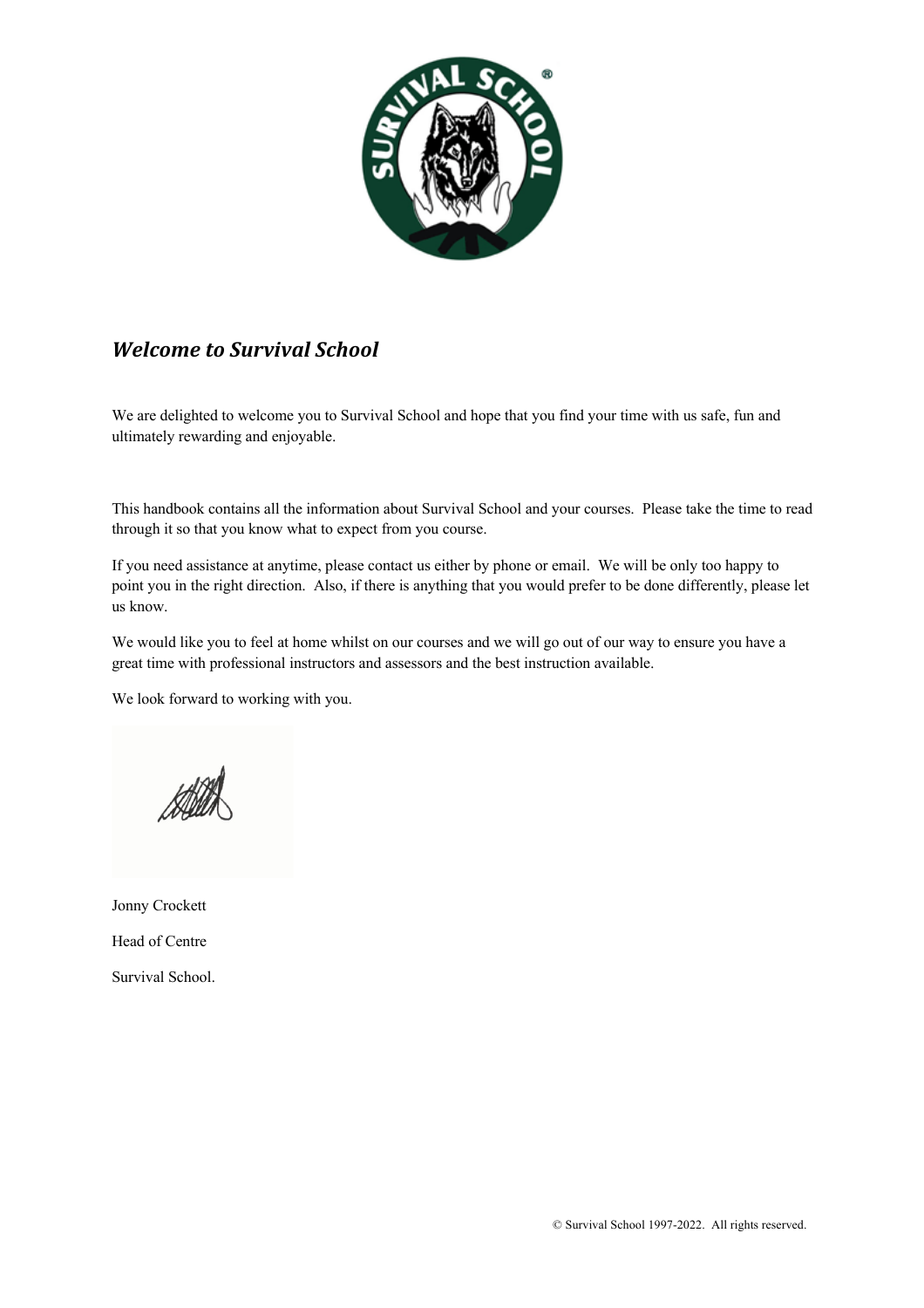# *Welcome to Survival School*

We are delighted to welcome you to Survival School and hope that you find your time with us safe, fun and ultimately rewarding and enjoyable.

This handbook contains all the information about Survival School and your courses. Please take the time to read through it so that you know what to expect from you course.

If you need assistance at anytime, please contact us either by phone or email. We will be only too happy to point you in the right direction. Also, if there is anything that you would prefer to be done differently, please let us know.

We would like you to feel at home whilst on our courses and we will go out of our way to ensure you have a great time with professional instructors and assessors and the best instruction available.

We look forward to working with you.

Jonny Crockett

Head of Centre

Survival School.

© Survival School 1997-2022. All rights reserved.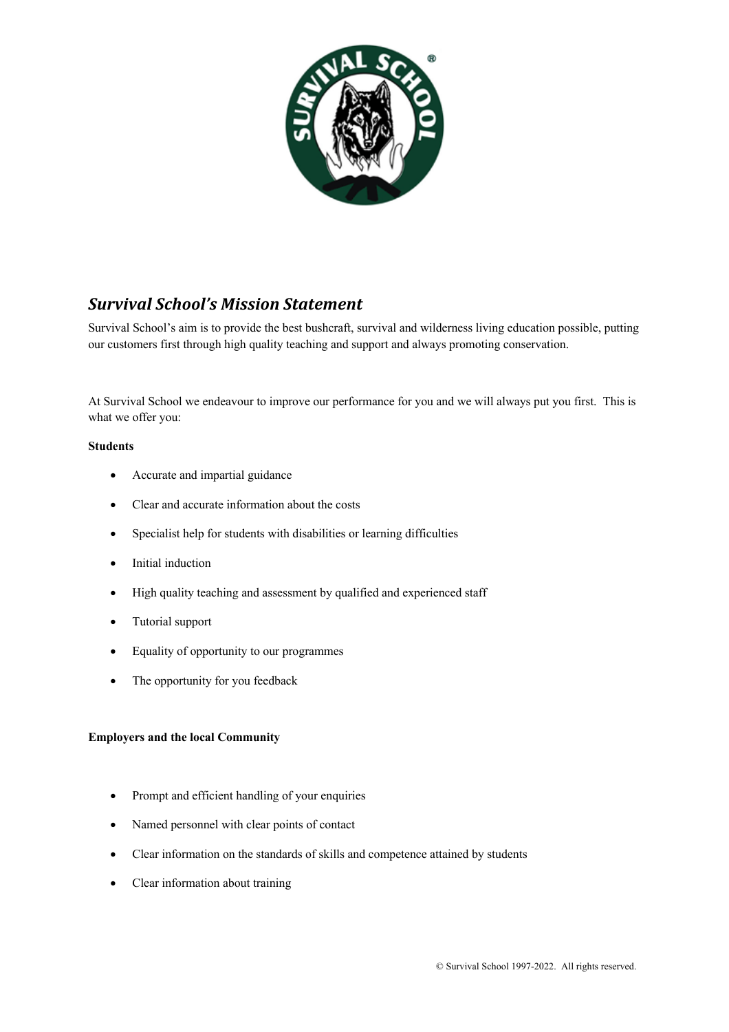## *Survival School's Mission Statement*

Survival School's aim is to provide the best bushcraft, survival and wilderness living education possible, putting our customers first through high quality teaching and support and always promoting conservation.

At Survival School we endeavour to improve our performance for you and we will always put you first. This is what we offer you:

**Students**

- Accurate and impartial guidance
- Clear and accurate information about the costs
- Specialist help for students with disabilities or learning difficulties
- Initial induction
- High quality teaching and assessment by qualified and experienced staff
- Tutorial support
- Equality of opportunity to our programmes
- The opportunity for you feedback

**Employers and the local Community**

- Prompt and efficient handling of your enquiries
- Named personnel with clear points of contact
- Clear information on the standards of skills and competence attained by students
- Clear information about training

© Survival School 1997-2022. All rights reserved.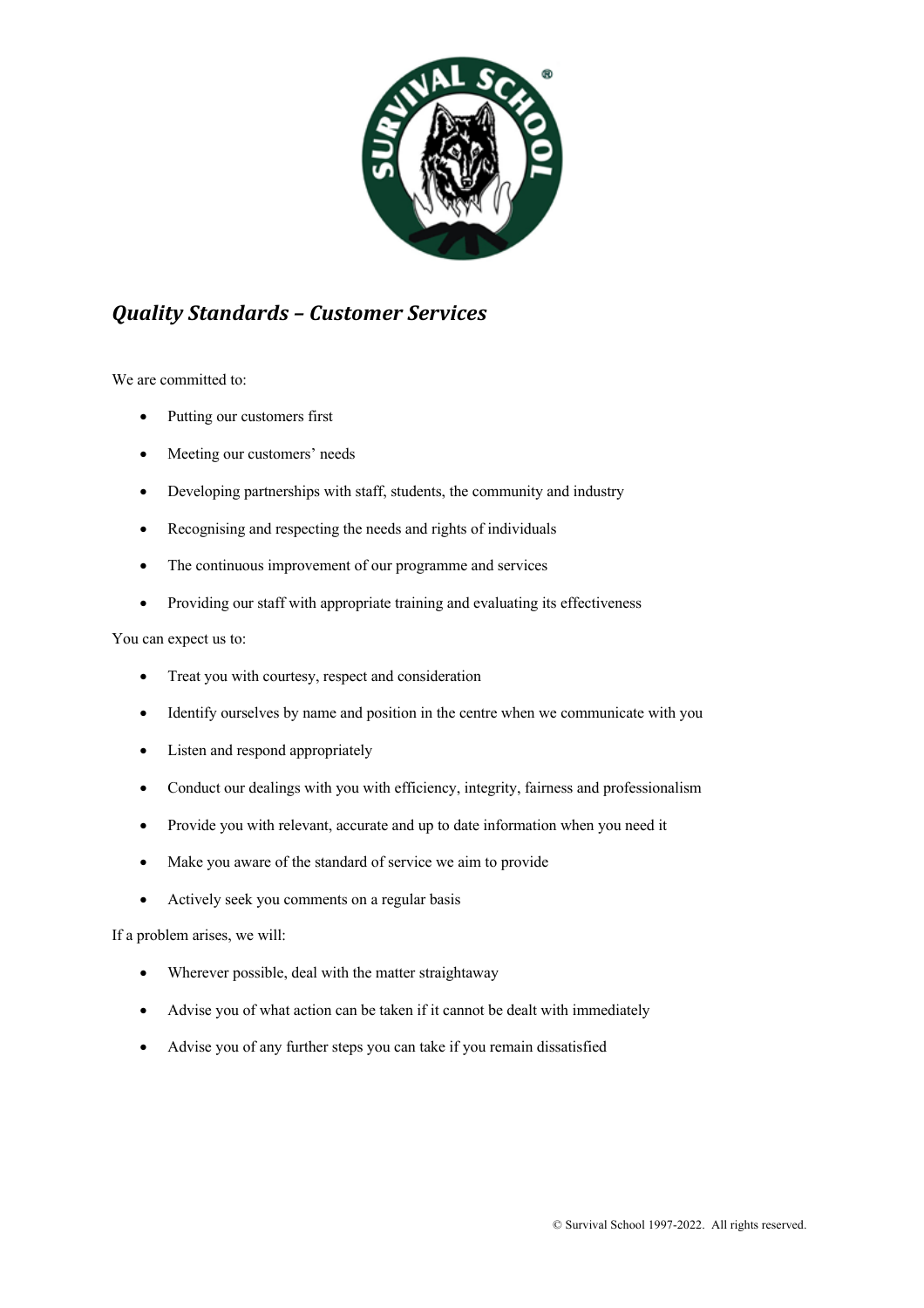## *Quality Standards – Customer Services*

We are committed to:

- Putting our customers first
- Meeting our customers' needs
- Developing partnerships with staff, students, the community and industry
- Recognising and respecting the needs and rights of individuals
- The continuous improvement of our programme and services
- Providing our staff with appropriate training and evaluating its effectiveness

You can expect us to:

- Treat you with courtesy, respect and consideration
- Identify ourselves by name and position in the centre when we communicate with you
- Listen and respond appropriately
- Conduct our dealings with you with efficiency, integrity, fairness and professionalism
- Provide you with relevant, accurate and up to date information when you need it
- Make you aware of the standard of service we aim to provide
- Actively seek you comments on a regular basis

If a problem arises, we will:

- Wherever possible, deal with the matter straightaway
- Advise you of what action can be taken if it cannot be dealt with immediately
- Advise you of any further steps you can take if you remain dissatisfied

© Survival School 1997-2022. All rights reserved.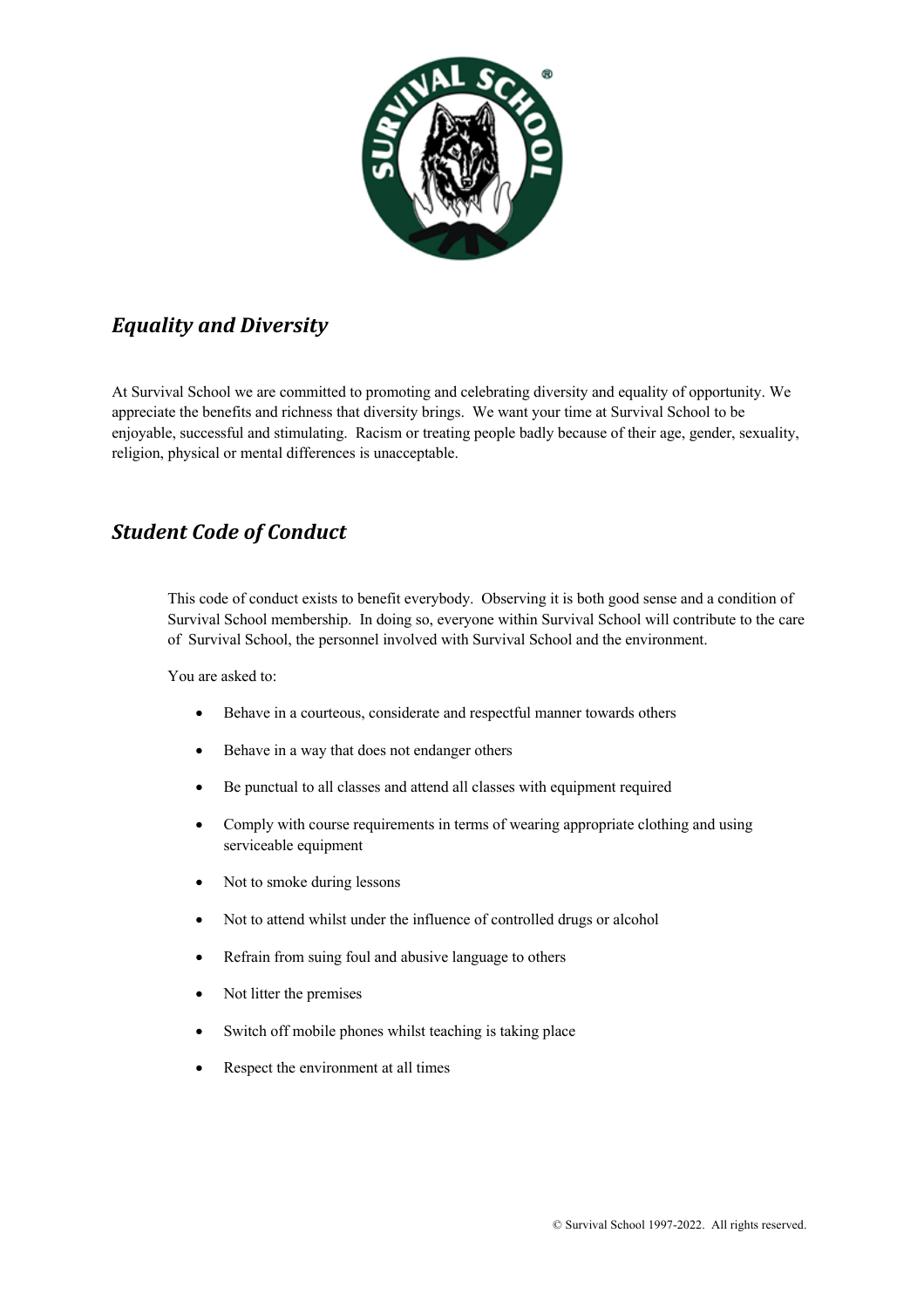## *Equality and Diversity*

At Survival School we are committed to promoting and celebrating diversity and equality of opportunity. We appreciate the benefits and richness that diversity brings. We want your time at Survival School to be enjoyable, successful and stimulating. Racism or treating people badly because of their age, gender, sexuality, religion, physical or mental differences is unacceptable.

## *Student Code of Conduct*

This code of conduct exists to benefit everybody. Observing it is both good sense and a condition of Survival School membership. In doing so, everyone within Survival School will contribute to the care of Survival School, the personnel involved with Survival School and the environment.

You are asked to:

- Behave in a courteous, considerate and respectful manner towards others
- Behave in a way that does not endanger others
- Be punctual to all classes and attend all classes with equipment required
- Comply with course requirements in terms of wearing appropriate clothing and using serviceable equipment
- Not to smoke during lessons
- Not to attend whilst under the influence of controlled drugs or alcohol
- Refrain from suing foul and abusive language to others
- Not litter the premises
- Switch off mobile phones whilst teaching is taking place
- Respect the environment at all times

© Survival School 1997-2022. All rights reserved.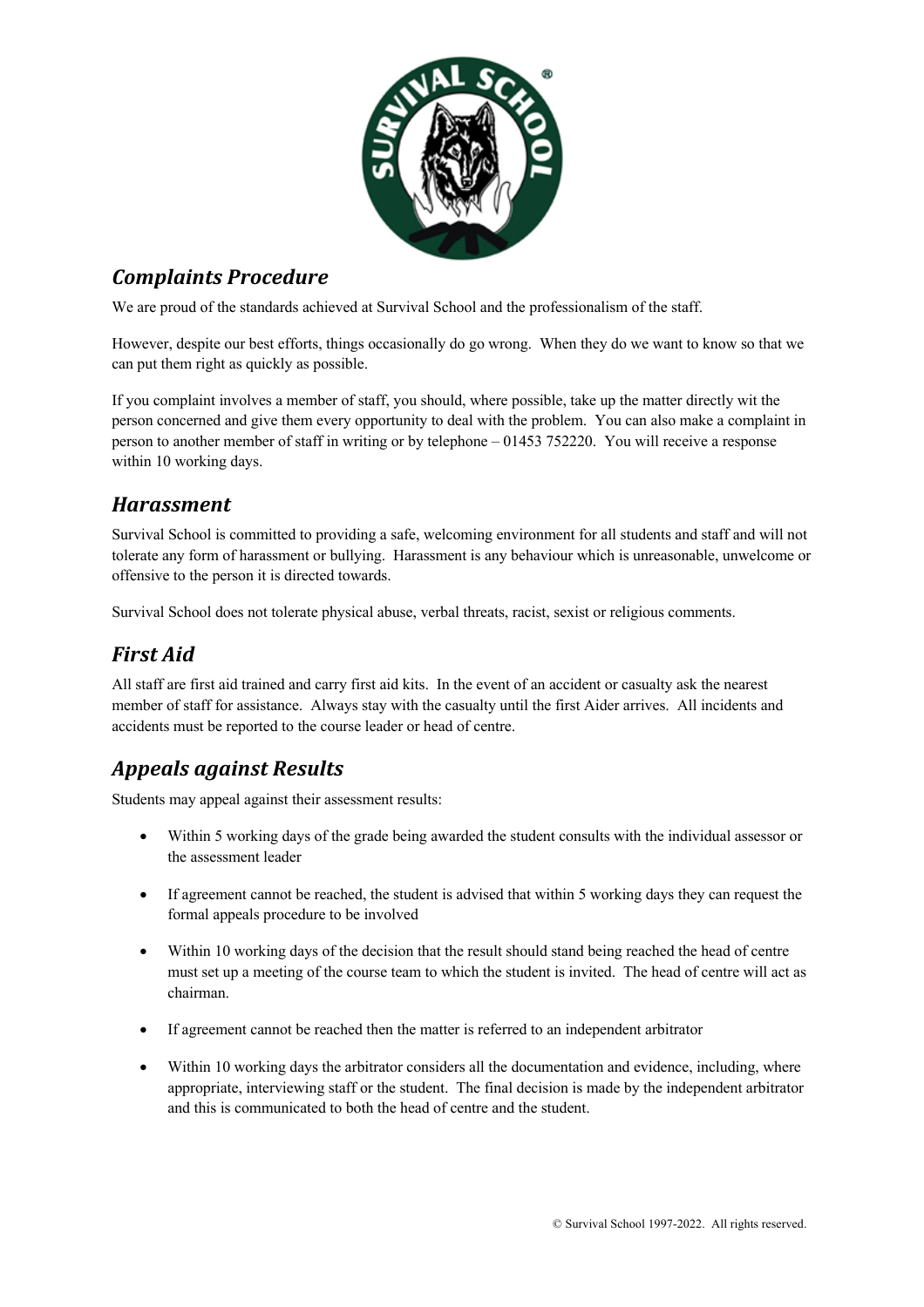## *Complaints Procedure*

We are proud of the standards achieved at Survival School and the professionalism of the staff.

However, despite our best efforts, things occasionally do go wrong. When they do we want to know so that we can put them right as quickly as possible.

If you complaint involves a member of staff, you should, where possible, take up the matter directly wit the person concerned and give them every opportunity to deal with the problem. You can also make a complaint in person to another member of staff in writing or by telephone – 01453 752220. You will receive a response within 10 working days.

## *Harassment*

Survival School is committed to providing a safe, welcoming environment for all students and staff and will not tolerate any form of harassment or bullying. Harassment is any behaviour which is unreasonable, unwelcome or offensive to the person it is directed towards.

Survival School does not tolerate physical abuse, verbal threats, racist, sexist or religious comments.

## *First Aid*

All staff are first aid trained and carry first aid kits. In the event of an accident or casualty ask the nearest member of staff for assistance. Always stay with the casualty until the first Aider arrives. All incidents and accidents must be reported to the course leader or head of centre.

## *Appeals against Results*

Students may appeal against their assessment results:

- Within 5 working days of the grade being awarded the student consults with the individual assessor or the assessment leader
- If agreement cannot be reached, the student is advised that within 5 working days they can request the formal appeals procedure to be involved
- Within 10 working days of the decision that the result should stand being reached the head of centre must set up a meeting of the course team to which the student is invited. The head of centre will act as chairman.
- If agreement cannot be reached then the matter is referred to an independent arbitrator
- Within 10 working days the arbitrator considers all the documentation and evidence, including, where appropriate, interviewing staff or the student. The final decision is made by the independent arbitrator and this is communicated to both the head of centre and the student.

© Survival School 1997-2022. All rights reserved.